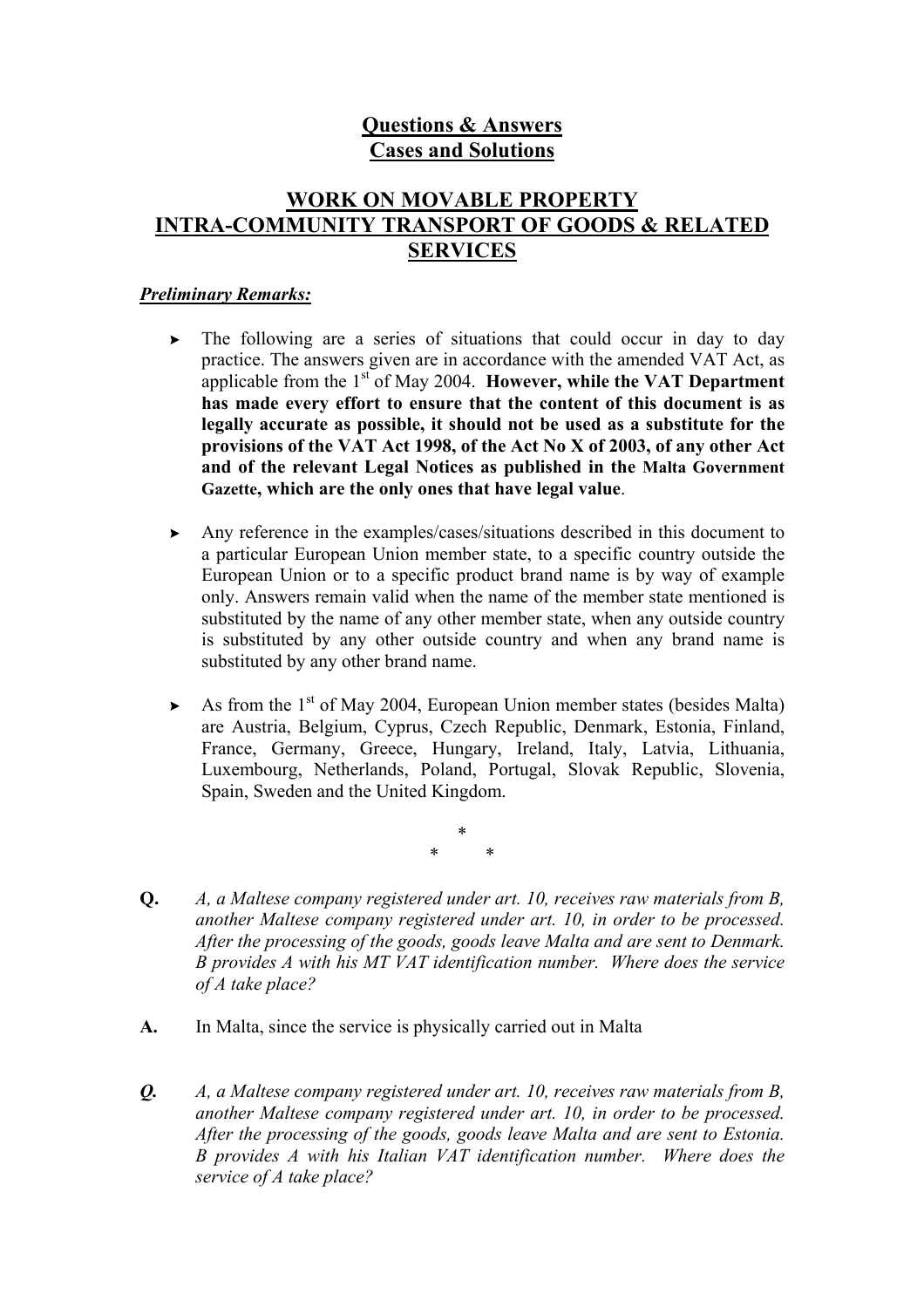# Questions & Answers
# Cases and Solutions

## WORK ON MOVABLE PROPERTY
## INTRA-COMMUNITY TRANSPORT OF GOODS & RELATED SERVICES

***Preliminary Remarks:***

- The following are a series of situations that could occur in day to day practice. The answers given are in accordance with the amended VAT Act, as applicable from the 1st of May 2004. **However, while the VAT Department has made every effort to ensure that the content of this document is as legally accurate as possible, it should not be used as a substitute for the provisions of the VAT Act 1998, of the Act No X of 2003, of any other Act and of the relevant Legal Notices as published in the Malta Government Gazette, which are the only ones that have legal value**.

- Any reference in the examples/cases/situations described in this document to a particular European Union member state, to a specific country outside the European Union or to a specific product brand name is by way of example only. Answers remain valid when the name of the member state mentioned is substituted by the name of any other member state, when any outside country is substituted by any other outside country and when any brand name is substituted by any other brand name.

- As from the 1st of May 2004, European Union member states (besides Malta) are Austria, Belgium, Cyprus, Czech Republic, Denmark, Estonia, Finland, France, Germany, Greece, Hungary, Ireland, Italy, Latvia, Lithuania, Luxembourg, Netherlands, Poland, Portugal, Slovak Republic, Slovenia, Spain, Sweden and the United Kingdom.

\*
\* \*

**Q.** *A, a Maltese company registered under art. 10, receives raw materials from B, another Maltese company registered under art. 10, in order to be processed. After the processing of the goods, goods leave Malta and are sent to Denmark. B provides A with his MT VAT identification number. Where does the service of A take place?*

**A.** In Malta, since the service is physically carried out in Malta

***Q.*** *A, a Maltese company registered under art. 10, receives raw materials from B, another Maltese company registered under art. 10, in order to be processed. After the processing of the goods, goods leave Malta and are sent to Estonia. B provides A with his Italian VAT identification number. Where does the service of A take place?*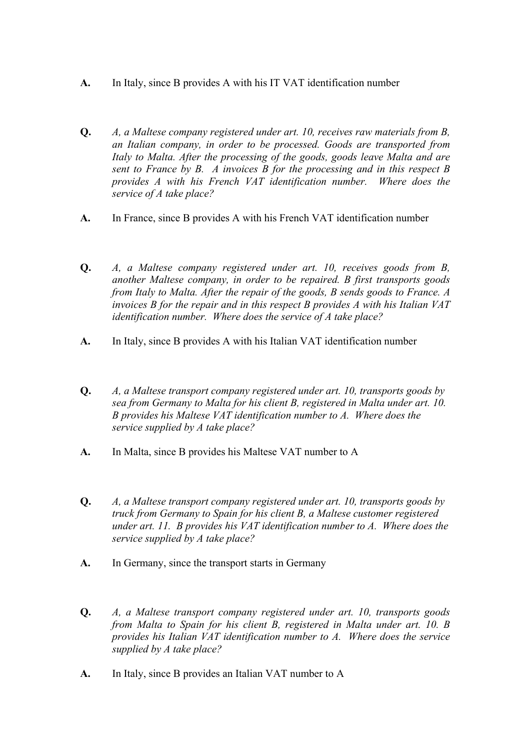**A.** In Italy, since B provides A with his IT VAT identification number

**Q.** *A, a Maltese company registered under art. 10, receives raw materials from B, an Italian company, in order to be processed. Goods are transported from Italy to Malta. After the processing of the goods, goods leave Malta and are sent to France by B. A invoices B for the processing and in this respect B provides A with his French VAT identification number. Where does the service of A take place?*

**A.** In France, since B provides A with his French VAT identification number

**Q.** *A, a Maltese company registered under art. 10, receives goods from B, another Maltese company, in order to be repaired. B first transports goods from Italy to Malta. After the repair of the goods, B sends goods to France. A invoices B for the repair and in this respect B provides A with his Italian VAT identification number. Where does the service of A take place?*

**A.** In Italy, since B provides A with his Italian VAT identification number

**Q.** *A, a Maltese transport company registered under art. 10, transports goods by sea from Germany to Malta for his client B, registered in Malta under art. 10. B provides his Maltese VAT identification number to A. Where does the service supplied by A take place?*

**A.** In Malta, since B provides his Maltese VAT number to A

**Q.** *A, a Maltese transport company registered under art. 10, transports goods by truck from Germany to Spain for his client B, a Maltese customer registered under art. 11. B provides his VAT identification number to A. Where does the service supplied by A take place?*

**A.** In Germany, since the transport starts in Germany

**Q.** *A, a Maltese transport company registered under art. 10, transports goods from Malta to Spain for his client B, registered in Malta under art. 10. B provides his Italian VAT identification number to A. Where does the service supplied by A take place?*

**A.** In Italy, since B provides an Italian VAT number to A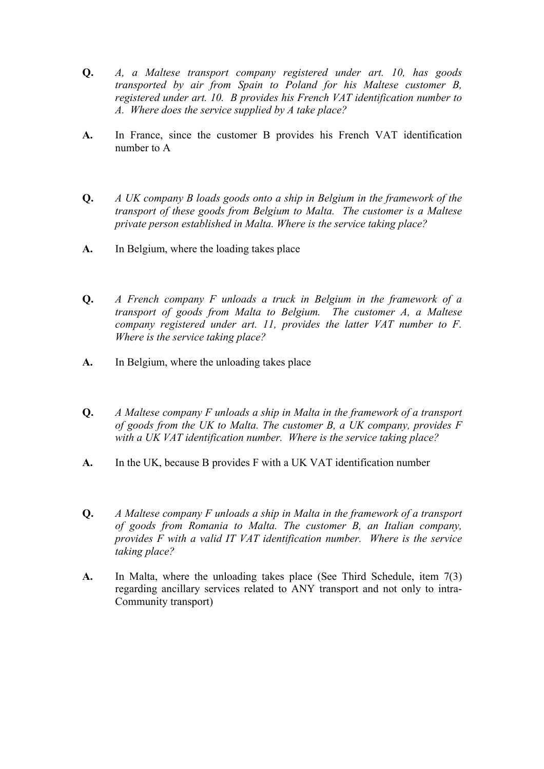**Q.** *A, a Maltese transport company registered under art. 10, has goods transported by air from Spain to Poland for his Maltese customer B, registered under art. 10. B provides his French VAT identification number to A. Where does the service supplied by A take place?*

**A.** In France, since the customer B provides his French VAT identification number to A

**Q.** *A UK company B loads goods onto a ship in Belgium in the framework of the transport of these goods from Belgium to Malta. The customer is a Maltese private person established in Malta. Where is the service taking place?*

**A.** In Belgium, where the loading takes place

**Q.** *A French company F unloads a truck in Belgium in the framework of a transport of goods from Malta to Belgium. The customer A, a Maltese company registered under art. 11, provides the latter VAT number to F. Where is the service taking place?*

**A.** In Belgium, where the unloading takes place

**Q.** *A Maltese company F unloads a ship in Malta in the framework of a transport of goods from the UK to Malta. The customer B, a UK company, provides F with a UK VAT identification number. Where is the service taking place?*

**A.** In the UK, because B provides F with a UK VAT identification number

**Q.** *A Maltese company F unloads a ship in Malta in the framework of a transport of goods from Romania to Malta. The customer B, an Italian company, provides F with a valid IT VAT identification number. Where is the service taking place?*

**A.** In Malta, where the unloading takes place (See Third Schedule, item 7(3) regarding ancillary services related to ANY transport and not only to intra-Community transport)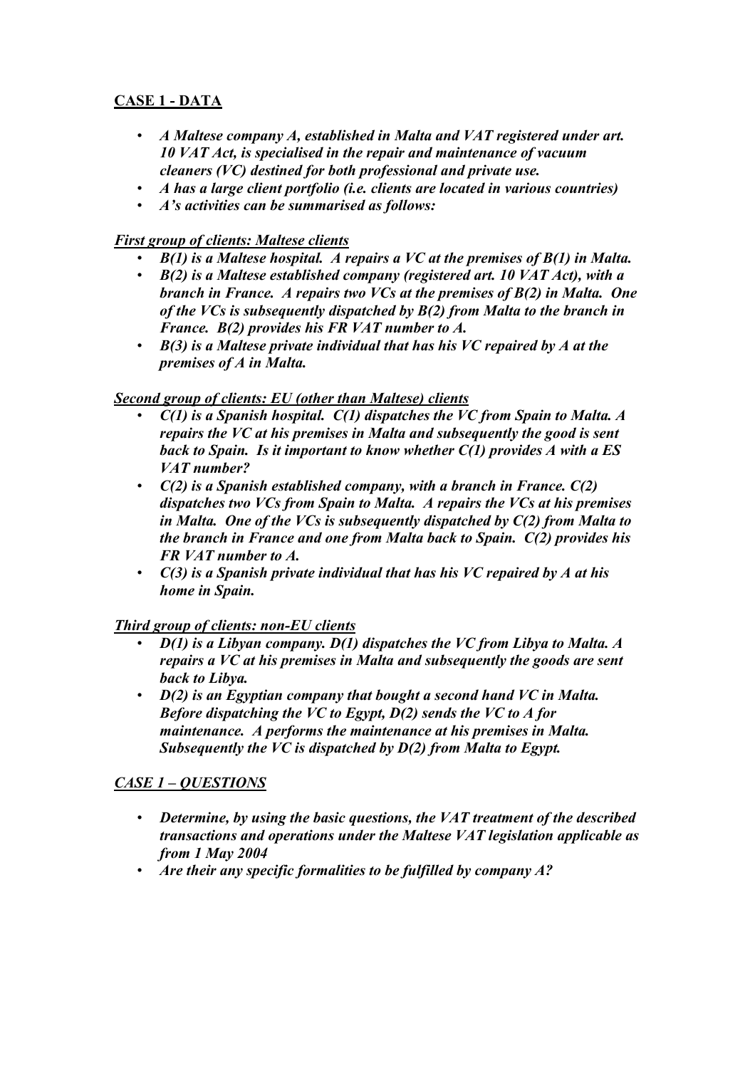## CASE 1 - DATA

- *A Maltese company A, established in Malta and VAT registered under art. 10 VAT Act, is specialised in the repair and maintenance of vacuum cleaners (VC) destined for both professional and private use.*
- *A has a large client portfolio (i.e. clients are located in various countries)*
- *A's activities can be summarised as follows:*

### *First group of clients: Maltese clients*

- *B(1) is a Maltese hospital. A repairs a VC at the premises of B(1) in Malta.*
- *B(2) is a Maltese established company (registered art. 10 VAT Act), with a branch in France. A repairs two VCs at the premises of B(2) in Malta. One of the VCs is subsequently dispatched by B(2) from Malta to the branch in France. B(2) provides his FR VAT number to A.*
- *B(3) is a Maltese private individual that has his VC repaired by A at the premises of A in Malta.*

### *Second group of clients: EU (other than Maltese) clients*

- *C(1) is a Spanish hospital. C(1) dispatches the VC from Spain to Malta. A repairs the VC at his premises in Malta and subsequently the good is sent back to Spain. Is it important to know whether C(1) provides A with a ES VAT number?*
- *C(2) is a Spanish established company, with a branch in France. C(2) dispatches two VCs from Spain to Malta. A repairs the VCs at his premises in Malta. One of the VCs is subsequently dispatched by C(2) from Malta to the branch in France and one from Malta back to Spain. C(2) provides his FR VAT number to A.*
- *C(3) is a Spanish private individual that has his VC repaired by A at his home in Spain.*

### *Third group of clients: non-EU clients*

- *D(1) is a Libyan company. D(1) dispatches the VC from Libya to Malta. A repairs a VC at his premises in Malta and subsequently the goods are sent back to Libya.*
- *D(2) is an Egyptian company that bought a second hand VC in Malta. Before dispatching the VC to Egypt, D(2) sends the VC to A for maintenance. A performs the maintenance at his premises in Malta. Subsequently the VC is dispatched by D(2) from Malta to Egypt.*

## *CASE 1 – QUESTIONS*

- *Determine, by using the basic questions, the VAT treatment of the described transactions and operations under the Maltese VAT legislation applicable as from 1 May 2004*
- *Are their any specific formalities to be fulfilled by company A?*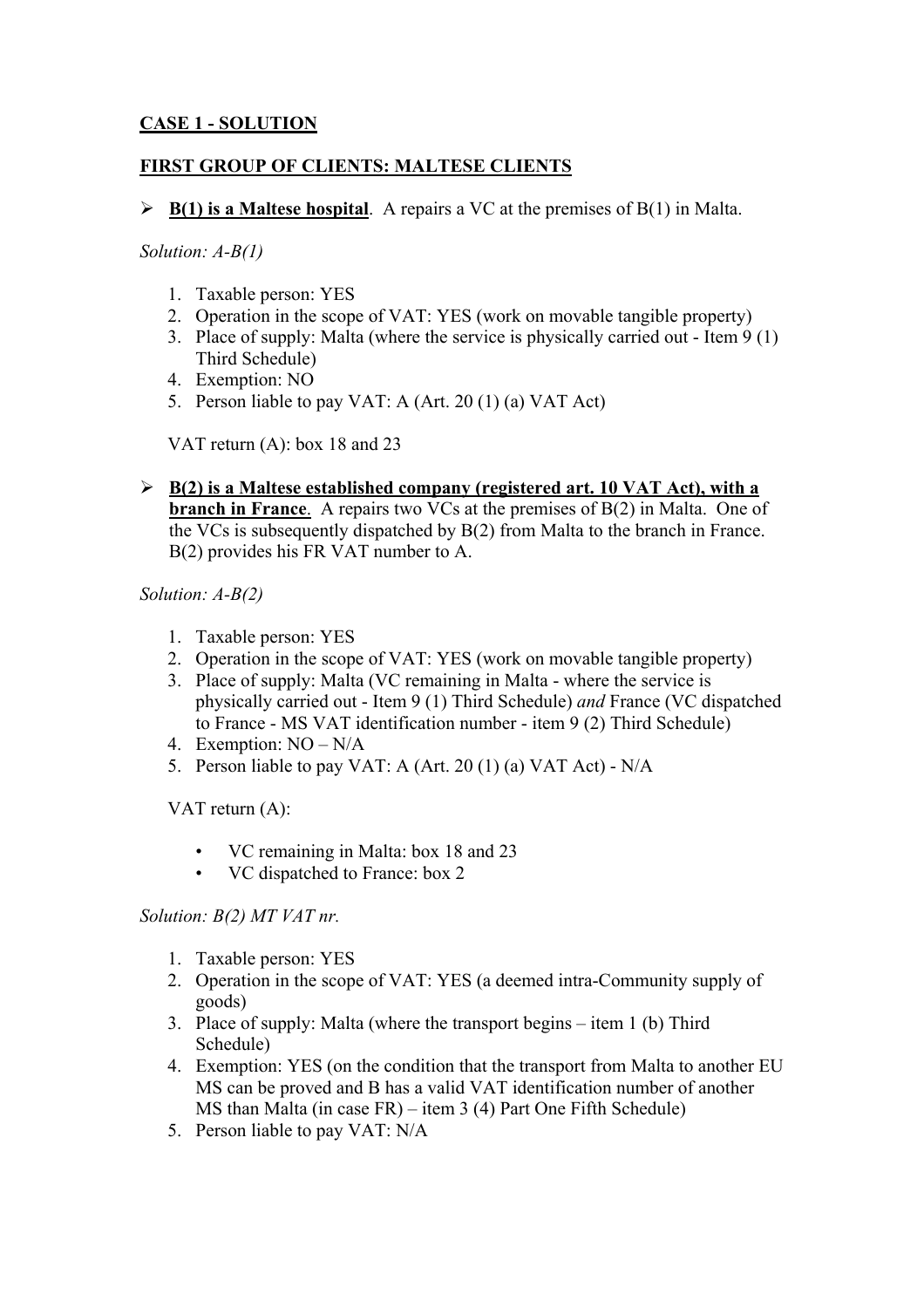**CASE 1 - SOLUTION**

**FIRST GROUP OF CLIENTS: MALTESE CLIENTS**

- **B(1) is a Maltese hospital**. A repairs a VC at the premises of B(1) in Malta.

*Solution: A-B(1)*

1. Taxable person: YES
2. Operation in the scope of VAT: YES (work on movable tangible property)
3. Place of supply: Malta (where the service is physically carried out - Item 9 (1) Third Schedule)
4. Exemption: NO
5. Person liable to pay VAT: A (Art. 20 (1) (a) VAT Act)

VAT return (A): box 18 and 23

- **B(2) is a Maltese established company (registered art. 10 VAT Act), with a branch in France**. A repairs two VCs at the premises of B(2) in Malta. One of the VCs is subsequently dispatched by B(2) from Malta to the branch in France. B(2) provides his FR VAT number to A.

*Solution: A-B(2)*

1. Taxable person: YES
2. Operation in the scope of VAT: YES (work on movable tangible property)
3. Place of supply: Malta (VC remaining in Malta - where the service is physically carried out - Item 9 (1) Third Schedule) *and* France (VC dispatched to France - MS VAT identification number - item 9 (2) Third Schedule)
4. Exemption: NO – N/A
5. Person liable to pay VAT: A (Art. 20 (1) (a) VAT Act) - N/A

VAT return (A):

- VC remaining in Malta: box 18 and 23
- VC dispatched to France: box 2

*Solution: B(2) MT VAT nr.*

1. Taxable person: YES
2. Operation in the scope of VAT: YES (a deemed intra-Community supply of goods)
3. Place of supply: Malta (where the transport begins – item 1 (b) Third Schedule)
4. Exemption: YES (on the condition that the transport from Malta to another EU MS can be proved and B has a valid VAT identification number of another MS than Malta (in case FR) – item 3 (4) Part One Fifth Schedule)
5. Person liable to pay VAT: N/A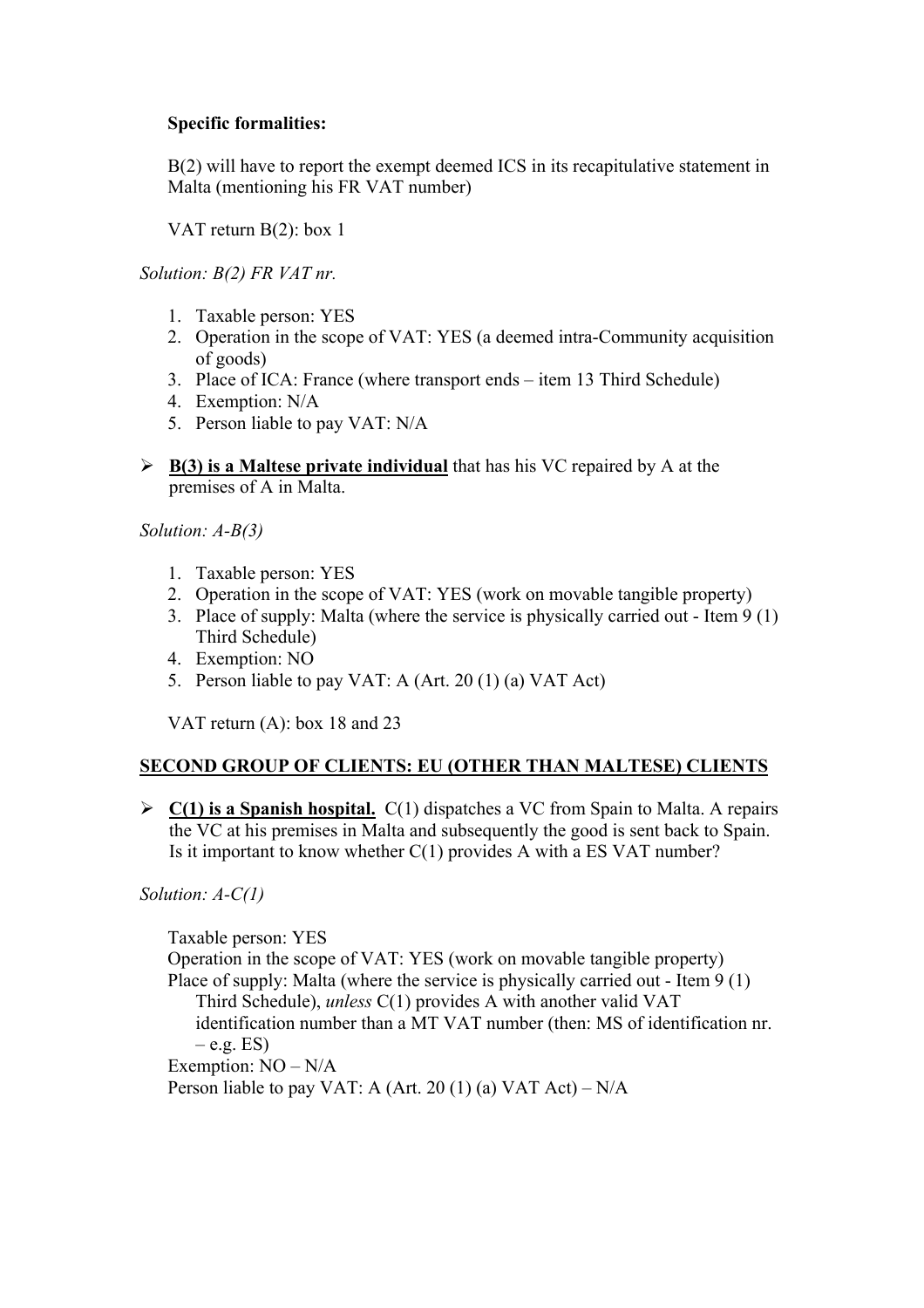**Specific formalities:**

B(2) will have to report the exempt deemed ICS in its recapitulative statement in Malta (mentioning his FR VAT number)

VAT return B(2): box 1

*Solution: B(2) FR VAT nr.*

1. Taxable person: YES
2. Operation in the scope of VAT: YES (a deemed intra-Community acquisition of goods)
3. Place of ICA: France (where transport ends – item 13 Third Schedule)
4. Exemption: N/A
5. Person liable to pay VAT: N/A

- **B(3) is a Maltese private individual** that has his VC repaired by A at the premises of A in Malta.

*Solution: A-B(3)*

1. Taxable person: YES
2. Operation in the scope of VAT: YES (work on movable tangible property)
3. Place of supply: Malta (where the service is physically carried out - Item 9 (1) Third Schedule)
4. Exemption: NO
5. Person liable to pay VAT: A (Art. 20 (1) (a) VAT Act)

VAT return (A): box 18 and 23

**SECOND GROUP OF CLIENTS: EU (OTHER THAN MALTESE) CLIENTS**

- **C(1) is a Spanish hospital.** C(1) dispatches a VC from Spain to Malta. A repairs the VC at his premises in Malta and subsequently the good is sent back to Spain. Is it important to know whether C(1) provides A with a ES VAT number?

*Solution: A-C(1)*

Taxable person: YES
Operation in the scope of VAT: YES (work on movable tangible property)
Place of supply: Malta (where the service is physically carried out - Item 9 (1) Third Schedule), *unless* C(1) provides A with another valid VAT identification number than a MT VAT number (then: MS of identification nr. – e.g. ES)
Exemption: NO – N/A
Person liable to pay VAT: A (Art. 20 (1) (a) VAT Act) – N/A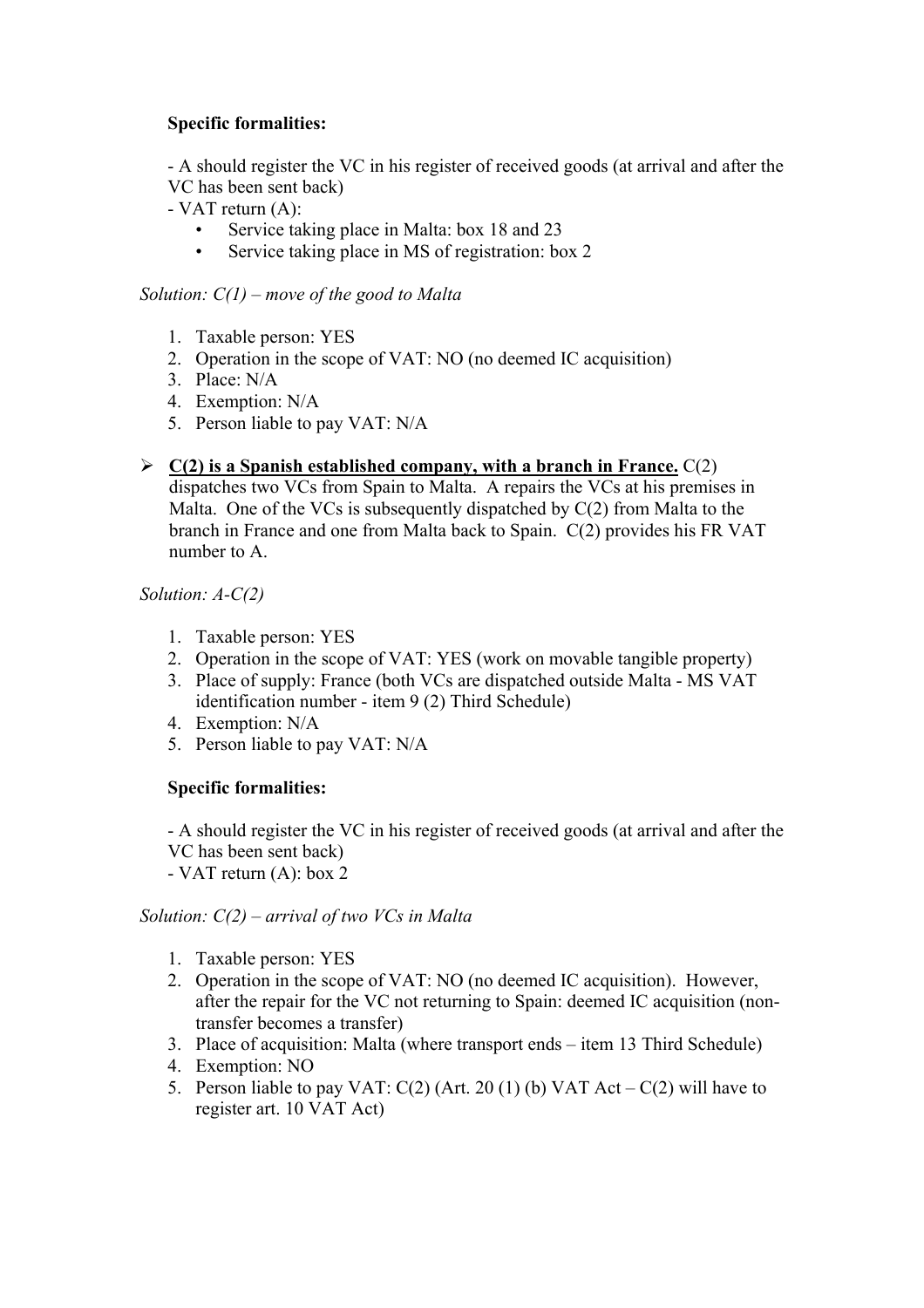**Specific formalities:**

- A should register the VC in his register of received goods (at arrival and after the VC has been sent back)
- VAT return (A):
    - Service taking place in Malta: box 18 and 23
    - Service taking place in MS of registration: box 2

*Solution: C(1) – move of the good to Malta*

1. Taxable person: YES
2. Operation in the scope of VAT: NO (no deemed IC acquisition)
3. Place: N/A
4. Exemption: N/A
5. Person liable to pay VAT: N/A

- **C(2) is a Spanish established company, with a branch in France.** C(2) dispatches two VCs from Spain to Malta. A repairs the VCs at his premises in Malta. One of the VCs is subsequently dispatched by C(2) from Malta to the branch in France and one from Malta back to Spain. C(2) provides his FR VAT number to A.

*Solution: A-C(2)*

1. Taxable person: YES
2. Operation in the scope of VAT: YES (work on movable tangible property)
3. Place of supply: France (both VCs are dispatched outside Malta - MS VAT identification number - item 9 (2) Third Schedule)
4. Exemption: N/A
5. Person liable to pay VAT: N/A

**Specific formalities:**

- A should register the VC in his register of received goods (at arrival and after the VC has been sent back)
- VAT return (A): box 2

*Solution: C(2) – arrival of two VCs in Malta*

1. Taxable person: YES
2. Operation in the scope of VAT: NO (no deemed IC acquisition). However, after the repair for the VC not returning to Spain: deemed IC acquisition (non-transfer becomes a transfer)
3. Place of acquisition: Malta (where transport ends – item 13 Third Schedule)
4. Exemption: NO
5. Person liable to pay VAT: C(2) (Art. 20 (1) (b) VAT Act – C(2) will have to register art. 10 VAT Act)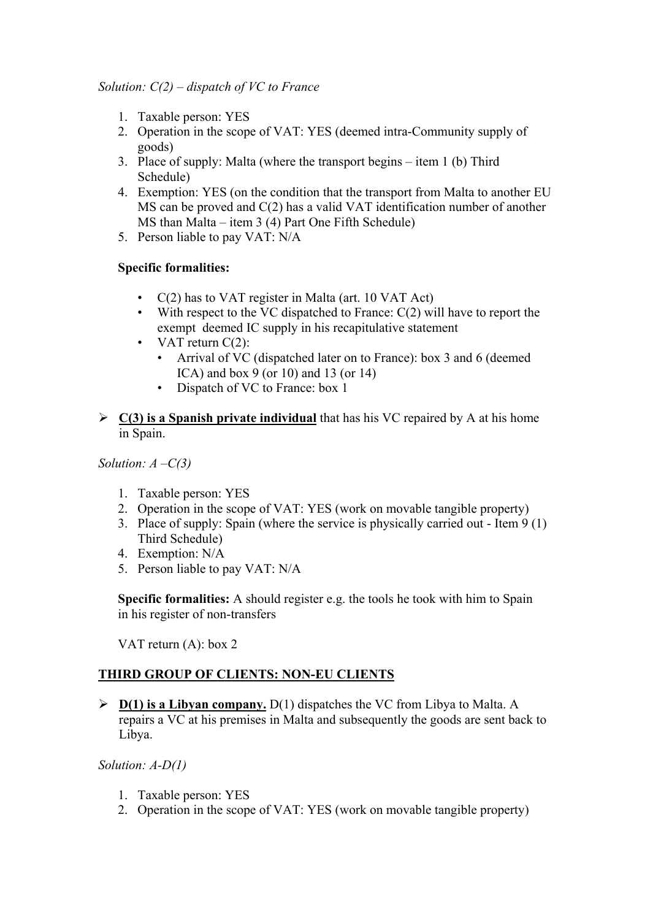*Solution: C(2) – dispatch of VC to France*

1. Taxable person: YES
2. Operation in the scope of VAT: YES (deemed intra-Community supply of goods)
3. Place of supply: Malta (where the transport begins – item 1 (b) Third Schedule)
4. Exemption: YES (on the condition that the transport from Malta to another EU MS can be proved and C(2) has a valid VAT identification number of another MS than Malta – item 3 (4) Part One Fifth Schedule)
5. Person liable to pay VAT: N/A

**Specific formalities:**

- C(2) has to VAT register in Malta (art. 10 VAT Act)
- With respect to the VC dispatched to France: C(2) will have to report the exempt deemed IC supply in his recapitulative statement
- VAT return C(2):
  - Arrival of VC (dispatched later on to France): box 3 and 6 (deemed ICA) and box 9 (or 10) and 13 (or 14)
  - Dispatch of VC to France: box 1

➢ **C(3) is a Spanish private individual** that has his VC repaired by A at his home in Spain.

*Solution: A –C(3)*

1. Taxable person: YES
2. Operation in the scope of VAT: YES (work on movable tangible property)
3. Place of supply: Spain (where the service is physically carried out - Item 9 (1) Third Schedule)
4. Exemption: N/A
5. Person liable to pay VAT: N/A

**Specific formalities:** A should register e.g. the tools he took with him to Spain in his register of non-transfers

VAT return (A): box 2

## THIRD GROUP OF CLIENTS: NON-EU CLIENTS

➢ **D(1) is a Libyan company.** D(1) dispatches the VC from Libya to Malta. A repairs a VC at his premises in Malta and subsequently the goods are sent back to Libya.

*Solution: A-D(1)*

1. Taxable person: YES
2. Operation in the scope of VAT: YES (work on movable tangible property)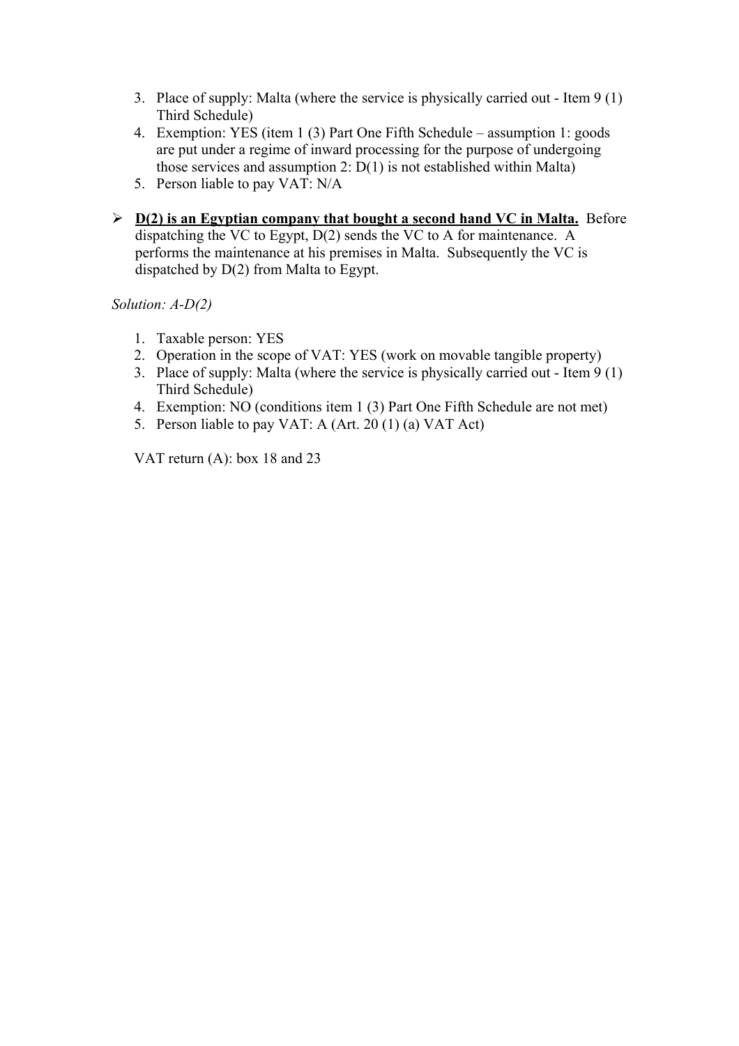3. Place of supply: Malta (where the service is physically carried out - Item 9 (1) Third Schedule)
4. Exemption: YES (item 1 (3) Part One Fifth Schedule – assumption 1: goods are put under a regime of inward processing for the purpose of undergoing those services and assumption 2: D(1) is not established within Malta)
5. Person liable to pay VAT: N/A

- **<u>D(2) is an Egyptian company that bought a second hand VC in Malta.</u>** Before dispatching the VC to Egypt, D(2) sends the VC to A for maintenance. A performs the maintenance at his premises in Malta. Subsequently the VC is dispatched by D(2) from Malta to Egypt.

*Solution: A-D(2)*

1. Taxable person: YES
2. Operation in the scope of VAT: YES (work on movable tangible property)
3. Place of supply: Malta (where the service is physically carried out - Item 9 (1) Third Schedule)
4. Exemption: NO (conditions item 1 (3) Part One Fifth Schedule are not met)
5. Person liable to pay VAT: A (Art. 20 (1) (a) VAT Act)

VAT return (A): box 18 and 23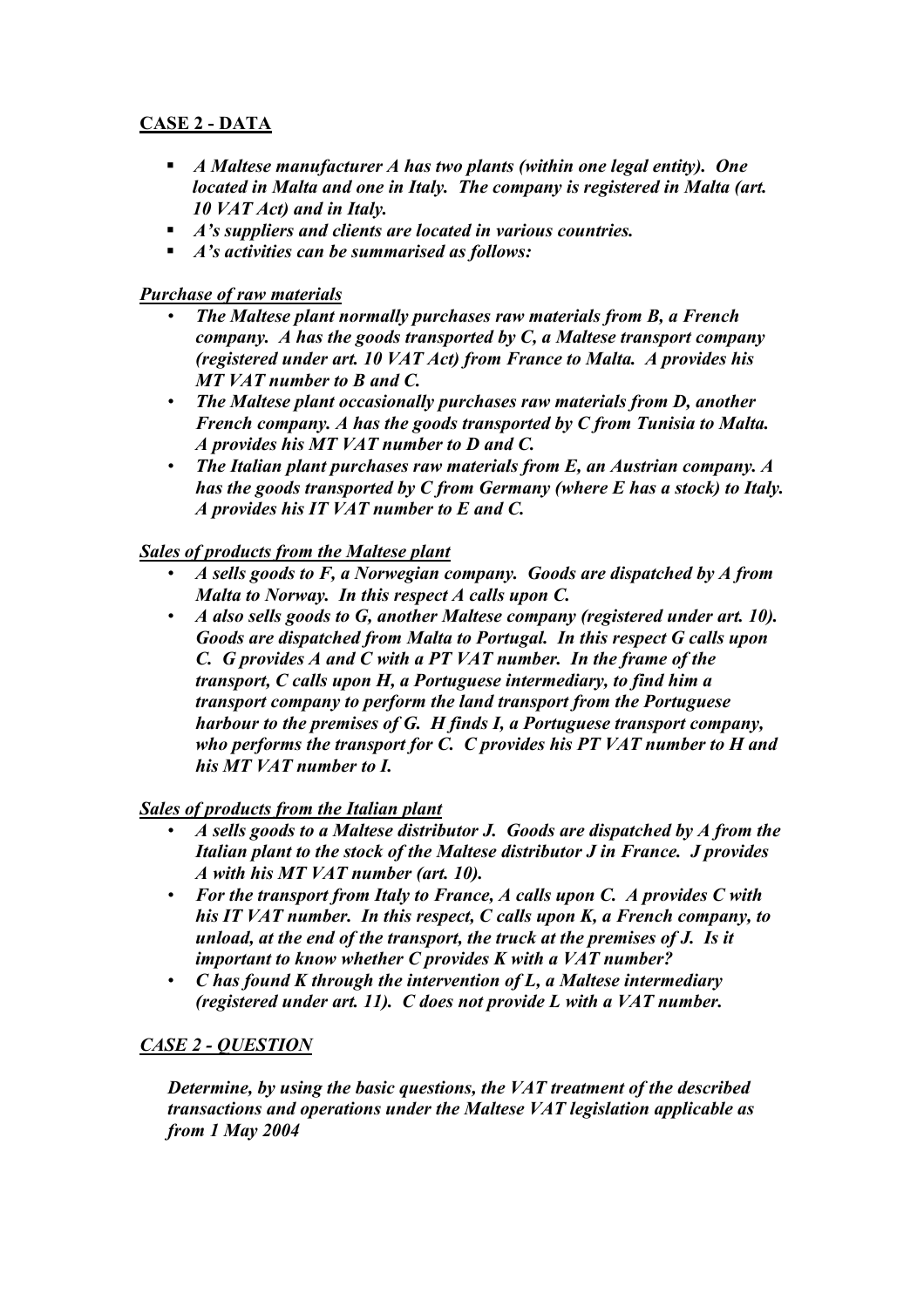## CASE 2 - DATA

- ***A Maltese manufacturer A has two plants (within one legal entity). One located in Malta and one in Italy. The company is registered in Malta (art. 10 VAT Act) and in Italy.***
- ***A's suppliers and clients are located in various countries.***
- ***A's activities can be summarised as follows:***

### *Purchase of raw materials*

- ***The Maltese plant normally purchases raw materials from B, a French company. A has the goods transported by C, a Maltese transport company (registered under art. 10 VAT Act) from France to Malta. A provides his MT VAT number to B and C.***
- ***The Maltese plant occasionally purchases raw materials from D, another French company. A has the goods transported by C from Tunisia to Malta. A provides his MT VAT number to D and C.***
- ***The Italian plant purchases raw materials from E, an Austrian company. A has the goods transported by C from Germany (where E has a stock) to Italy. A provides his IT VAT number to E and C.***

### *Sales of products from the Maltese plant*

- ***A sells goods to F, a Norwegian company. Goods are dispatched by A from Malta to Norway. In this respect A calls upon C.***
- ***A also sells goods to G, another Maltese company (registered under art. 10). Goods are dispatched from Malta to Portugal. In this respect G calls upon C. G provides A and C with a PT VAT number. In the frame of the transport, C calls upon H, a Portuguese intermediary, to find him a transport company to perform the land transport from the Portuguese harbour to the premises of G. H finds I, a Portuguese transport company, who performs the transport for C. C provides his PT VAT number to H and his MT VAT number to I.***

### *Sales of products from the Italian plant*

- ***A sells goods to a Maltese distributor J. Goods are dispatched by A from the Italian plant to the stock of the Maltese distributor J in France. J provides A with his MT VAT number (art. 10).***
- ***For the transport from Italy to France, A calls upon C. A provides C with his IT VAT number. In this respect, C calls upon K, a French company, to unload, at the end of the transport, the truck at the premises of J. Is it important to know whether C provides K with a VAT number?***
- ***C has found K through the intervention of L, a Maltese intermediary (registered under art. 11). C does not provide L with a VAT number.***

## *CASE 2 - QUESTION*

***Determine, by using the basic questions, the VAT treatment of the described transactions and operations under the Maltese VAT legislation applicable as from 1 May 2004***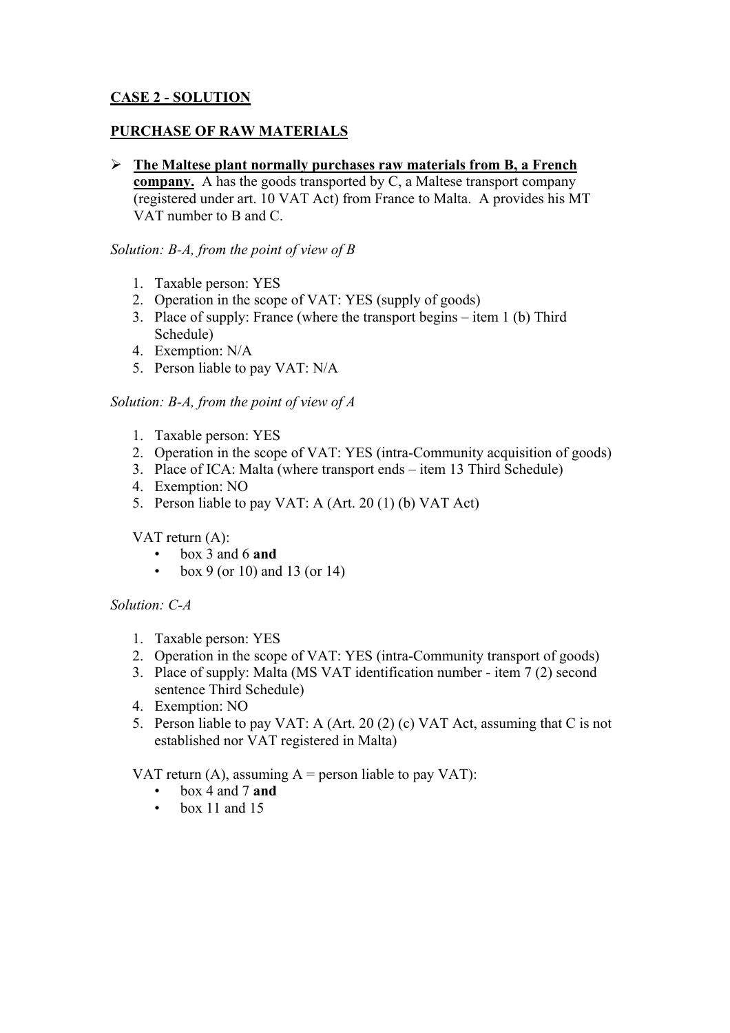**CASE 2 - SOLUTION**

**PURCHASE OF RAW MATERIALS**

- **The Maltese plant normally purchases raw materials from B, a French company.** A has the goods transported by C, a Maltese transport company (registered under art. 10 VAT Act) from France to Malta. A provides his MT VAT number to B and C.

*Solution: B-A, from the point of view of B*

1. Taxable person: YES
2. Operation in the scope of VAT: YES (supply of goods)
3. Place of supply: France (where the transport begins – item 1 (b) Third Schedule)
4. Exemption: N/A
5. Person liable to pay VAT: N/A

*Solution: B-A, from the point of view of A*

1. Taxable person: YES
2. Operation in the scope of VAT: YES (intra-Community acquisition of goods)
3. Place of ICA: Malta (where transport ends – item 13 Third Schedule)
4. Exemption: NO
5. Person liable to pay VAT: A (Art. 20 (1) (b) VAT Act)

VAT return (A):

- box 3 and 6 **and**
- box 9 (or 10) and 13 (or 14)

*Solution: C-A*

1. Taxable person: YES
2. Operation in the scope of VAT: YES (intra-Community transport of goods)
3. Place of supply: Malta (MS VAT identification number - item 7 (2) second sentence Third Schedule)
4. Exemption: NO
5. Person liable to pay VAT: A (Art. 20 (2) (c) VAT Act, assuming that C is not established nor VAT registered in Malta)

VAT return (A), assuming A = person liable to pay VAT):

- box 4 and 7 **and**
- box 11 and 15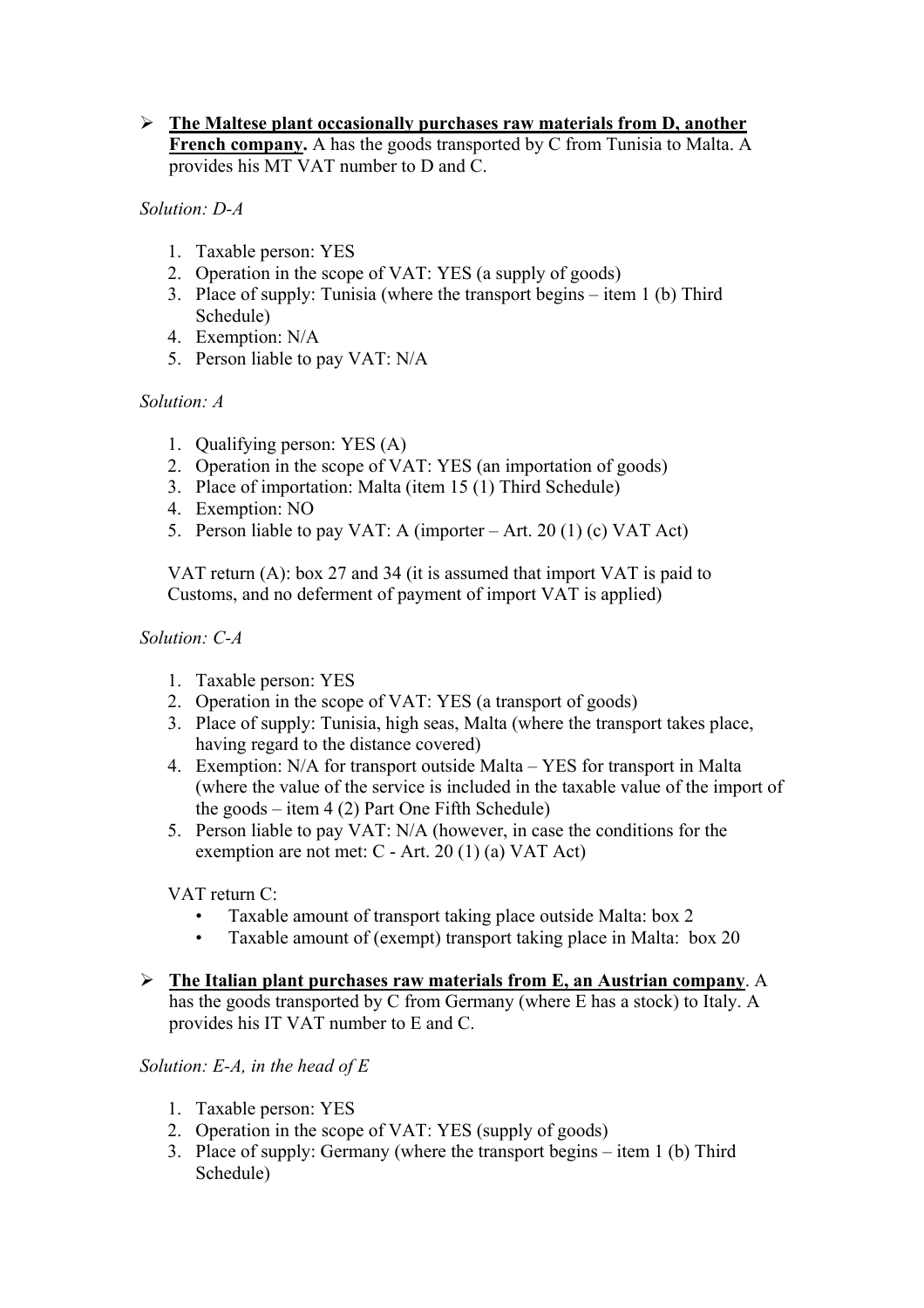- **<u>The Maltese plant occasionally purchases raw materials from D, another French company</u>.** A has the goods transported by C from Tunisia to Malta. A provides his MT VAT number to D and C.

*Solution: D-A*

1. Taxable person: YES
2. Operation in the scope of VAT: YES (a supply of goods)
3. Place of supply: Tunisia (where the transport begins – item 1 (b) Third Schedule)
4. Exemption: N/A
5. Person liable to pay VAT: N/A

*Solution: A*

1. Qualifying person: YES (A)
2. Operation in the scope of VAT: YES (an importation of goods)
3. Place of importation: Malta (item 15 (1) Third Schedule)
4. Exemption: NO
5. Person liable to pay VAT: A (importer – Art. 20 (1) (c) VAT Act)

VAT return (A): box 27 and 34 (it is assumed that import VAT is paid to Customs, and no deferment of payment of import VAT is applied)

*Solution: C-A*

1. Taxable person: YES
2. Operation in the scope of VAT: YES (a transport of goods)
3. Place of supply: Tunisia, high seas, Malta (where the transport takes place, having regard to the distance covered)
4. Exemption: N/A for transport outside Malta – YES for transport in Malta (where the value of the service is included in the taxable value of the import of the goods – item 4 (2) Part One Fifth Schedule)
5. Person liable to pay VAT: N/A (however, in case the conditions for the exemption are not met: C - Art. 20 (1) (a) VAT Act)

VAT return C:

- Taxable amount of transport taking place outside Malta: box 2
- Taxable amount of (exempt) transport taking place in Malta: box 20

- **<u>The Italian plant purchases raw materials from E, an Austrian company</u>**. A has the goods transported by C from Germany (where E has a stock) to Italy. A provides his IT VAT number to E and C.

*Solution: E-A, in the head of E*

1. Taxable person: YES
2. Operation in the scope of VAT: YES (supply of goods)
3. Place of supply: Germany (where the transport begins – item 1 (b) Third Schedule)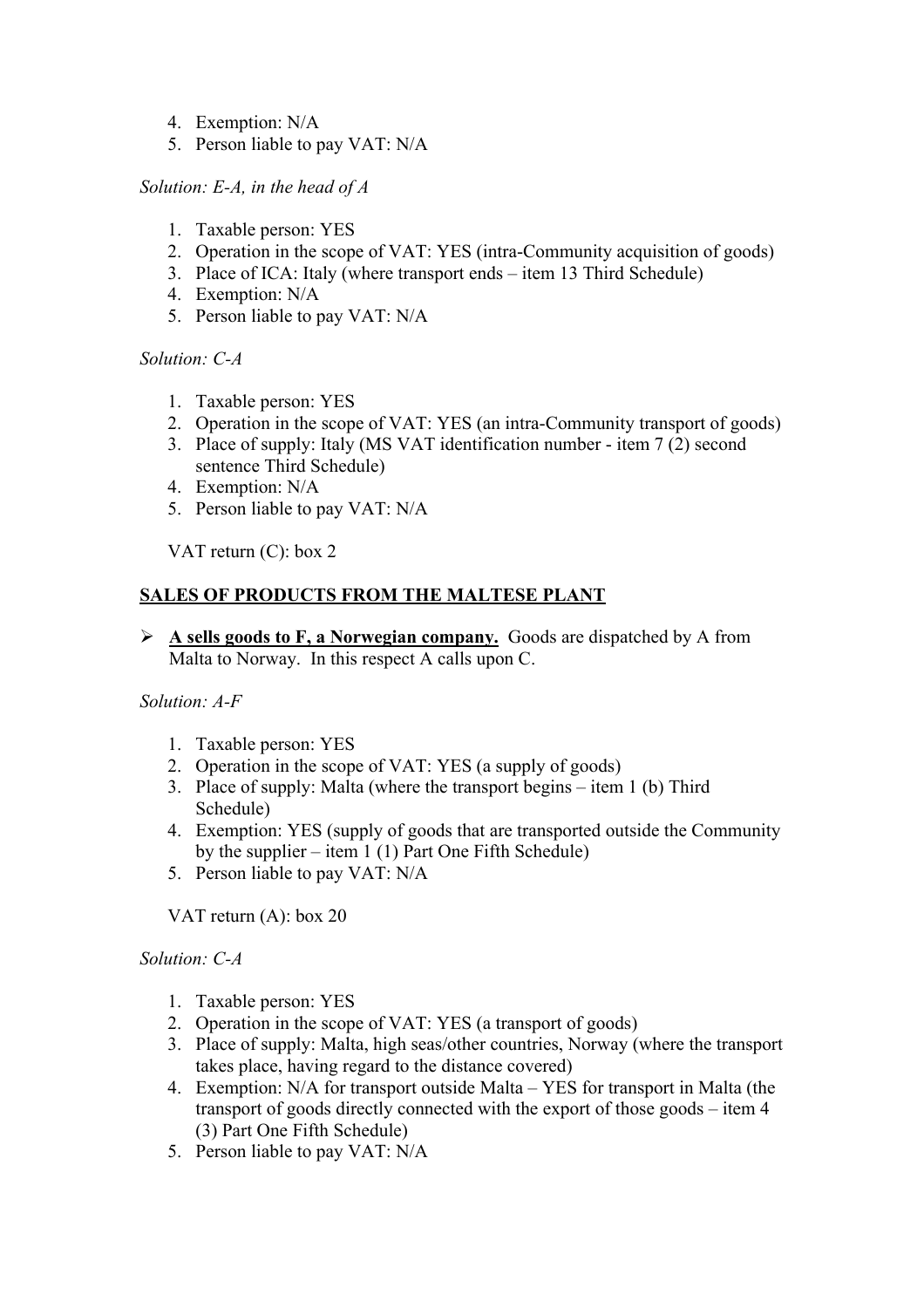4. Exemption: N/A
5. Person liable to pay VAT: N/A

*Solution: E-A, in the head of A*

1. Taxable person: YES
2. Operation in the scope of VAT: YES (intra-Community acquisition of goods)
3. Place of ICA: Italy (where transport ends – item 13 Third Schedule)
4. Exemption: N/A
5. Person liable to pay VAT: N/A

*Solution: C-A*

1. Taxable person: YES
2. Operation in the scope of VAT: YES (an intra-Community transport of goods)
3. Place of supply: Italy (MS VAT identification number - item 7 (2) second sentence Third Schedule)
4. Exemption: N/A
5. Person liable to pay VAT: N/A

VAT return (C): box 2

**<u>SALES OF PRODUCTS FROM THE MALTESE PLANT</u>**

- **<u>A sells goods to F, a Norwegian company.</u>** Goods are dispatched by A from Malta to Norway. In this respect A calls upon C.

*Solution: A-F*

1. Taxable person: YES
2. Operation in the scope of VAT: YES (a supply of goods)
3. Place of supply: Malta (where the transport begins – item 1 (b) Third Schedule)
4. Exemption: YES (supply of goods that are transported outside the Community by the supplier – item 1 (1) Part One Fifth Schedule)
5. Person liable to pay VAT: N/A

VAT return (A): box 20

*Solution: C-A*

1. Taxable person: YES
2. Operation in the scope of VAT: YES (a transport of goods)
3. Place of supply: Malta, high seas/other countries, Norway (where the transport takes place, having regard to the distance covered)
4. Exemption: N/A for transport outside Malta – YES for transport in Malta (the transport of goods directly connected with the export of those goods – item 4 (3) Part One Fifth Schedule)
5. Person liable to pay VAT: N/A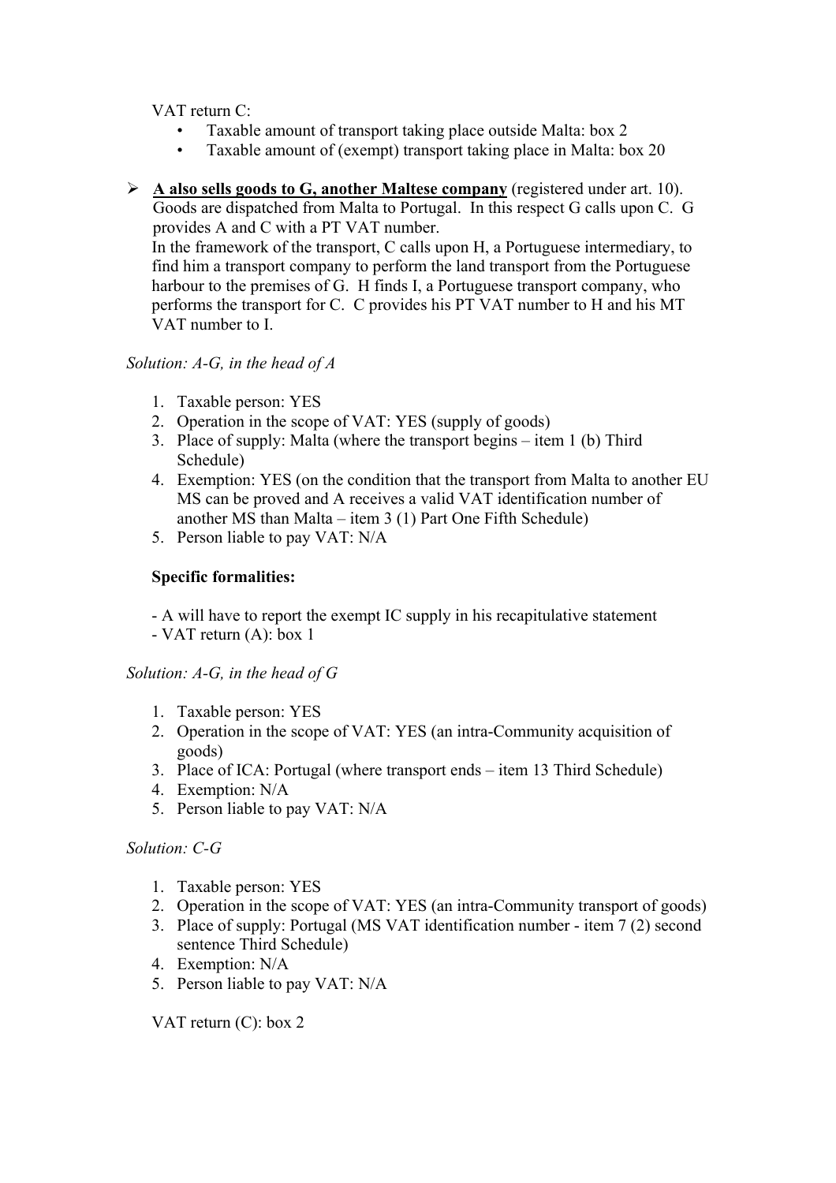VAT return C:

- Taxable amount of transport taking place outside Malta: box 2
- Taxable amount of (exempt) transport taking place in Malta: box 20

➢ **A also sells goods to G, another Maltese company** (registered under art. 10). Goods are dispatched from Malta to Portugal. In this respect G calls upon C. G provides A and C with a PT VAT number.
In the framework of the transport, C calls upon H, a Portuguese intermediary, to find him a transport company to perform the land transport from the Portuguese harbour to the premises of G. H finds I, a Portuguese transport company, who performs the transport for C. C provides his PT VAT number to H and his MT VAT number to I.

*Solution: A-G, in the head of A*

1. Taxable person: YES
2. Operation in the scope of VAT: YES (supply of goods)
3. Place of supply: Malta (where the transport begins – item 1 (b) Third Schedule)
4. Exemption: YES (on the condition that the transport from Malta to another EU MS can be proved and A receives a valid VAT identification number of another MS than Malta – item 3 (1) Part One Fifth Schedule)
5. Person liable to pay VAT: N/A

**Specific formalities:**

- A will have to report the exempt IC supply in his recapitulative statement
- VAT return (A): box 1

*Solution: A-G, in the head of G*

1. Taxable person: YES
2. Operation in the scope of VAT: YES (an intra-Community acquisition of goods)
3. Place of ICA: Portugal (where transport ends – item 13 Third Schedule)
4. Exemption: N/A
5. Person liable to pay VAT: N/A

*Solution: C-G*

1. Taxable person: YES
2. Operation in the scope of VAT: YES (an intra-Community transport of goods)
3. Place of supply: Portugal (MS VAT identification number - item 7 (2) second sentence Third Schedule)
4. Exemption: N/A
5. Person liable to pay VAT: N/A

VAT return (C): box 2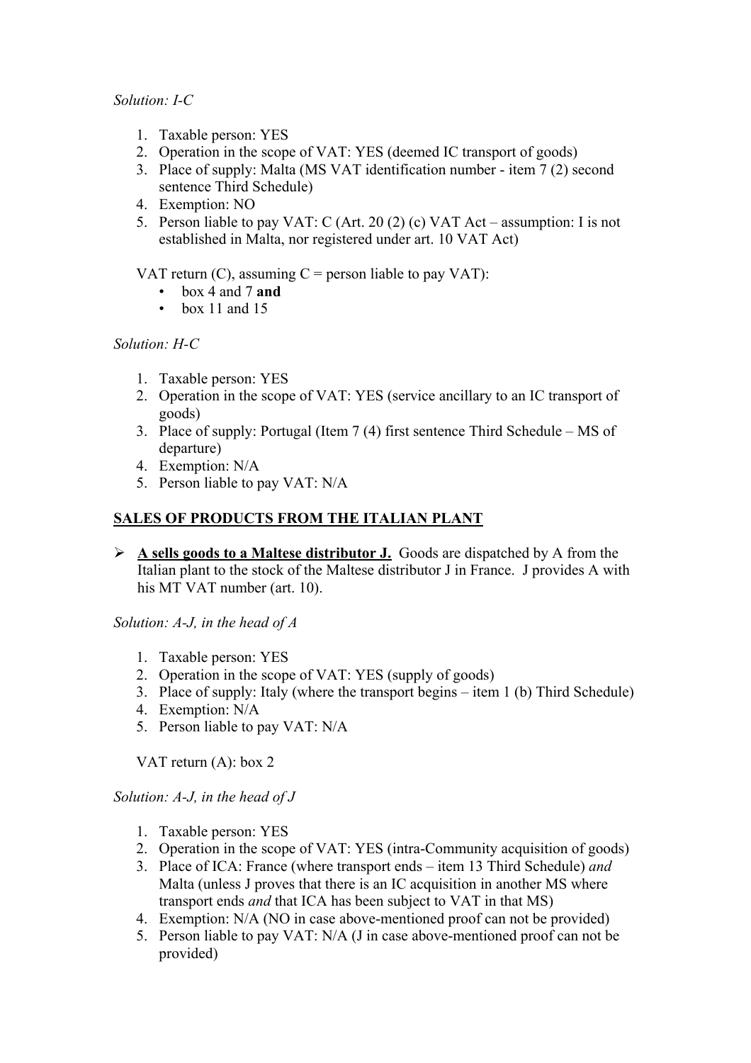*Solution: I-C*

1. Taxable person: YES
2. Operation in the scope of VAT: YES (deemed IC transport of goods)
3. Place of supply: Malta (MS VAT identification number - item 7 (2) second sentence Third Schedule)
4. Exemption: NO
5. Person liable to pay VAT: C (Art. 20 (2) (c) VAT Act – assumption: I is not established in Malta, nor registered under art. 10 VAT Act)

VAT return (C), assuming C = person liable to pay VAT):

- box 4 and 7 **and**
- box 11 and 15

*Solution: H-C*

1. Taxable person: YES
2. Operation in the scope of VAT: YES (service ancillary to an IC transport of goods)
3. Place of supply: Portugal (Item 7 (4) first sentence Third Schedule – MS of departure)
4. Exemption: N/A
5. Person liable to pay VAT: N/A

**SALES OF PRODUCTS FROM THE ITALIAN PLANT**

- **A sells goods to a Maltese distributor J.** Goods are dispatched by A from the Italian plant to the stock of the Maltese distributor J in France. J provides A with his MT VAT number (art. 10).

*Solution: A-J, in the head of A*

1. Taxable person: YES
2. Operation in the scope of VAT: YES (supply of goods)
3. Place of supply: Italy (where the transport begins – item 1 (b) Third Schedule)
4. Exemption: N/A
5. Person liable to pay VAT: N/A

VAT return (A): box 2

*Solution: A-J, in the head of J*

1. Taxable person: YES
2. Operation in the scope of VAT: YES (intra-Community acquisition of goods)
3. Place of ICA: France (where transport ends – item 13 Third Schedule) *and* Malta (unless J proves that there is an IC acquisition in another MS where transport ends *and* that ICA has been subject to VAT in that MS)
4. Exemption: N/A (NO in case above-mentioned proof can not be provided)
5. Person liable to pay VAT: N/A (J in case above-mentioned proof can not be provided)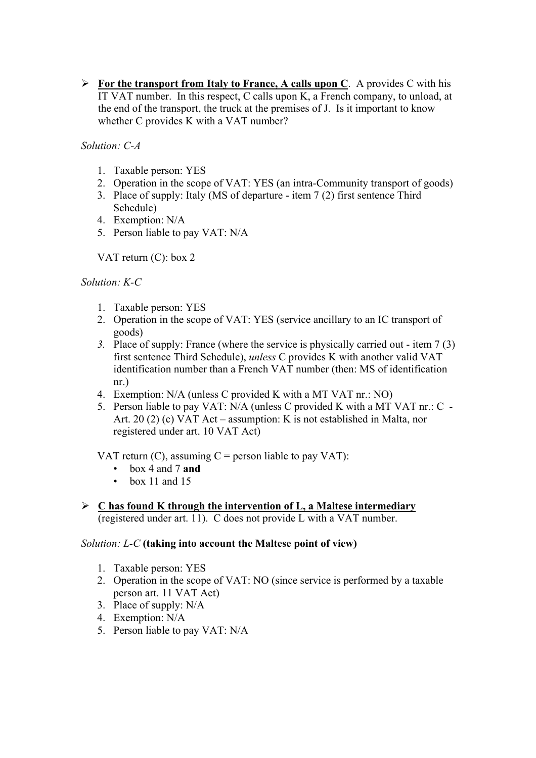- **For the transport from Italy to France, A calls upon C**. A provides C with his IT VAT number. In this respect, C calls upon K, a French company, to unload, at the end of the transport, the truck at the premises of J. Is it important to know whether C provides K with a VAT number?

*Solution: C-A*

1. Taxable person: YES
2. Operation in the scope of VAT: YES (an intra-Community transport of goods)
3. Place of supply: Italy (MS of departure - item 7 (2) first sentence Third Schedule)
4. Exemption: N/A
5. Person liable to pay VAT: N/A

VAT return (C): box 2

*Solution: K-C*

1. Taxable person: YES
2. Operation in the scope of VAT: YES (service ancillary to an IC transport of goods)
3. Place of supply: France (where the service is physically carried out - item 7 (3) first sentence Third Schedule), *unless* C provides K with another valid VAT identification number than a French VAT number (then: MS of identification nr.)
4. Exemption: N/A (unless C provided K with a MT VAT nr.: NO)
5. Person liable to pay VAT: N/A (unless C provided K with a MT VAT nr.: C - Art. 20 (2) (c) VAT Act – assumption: K is not established in Malta, nor registered under art. 10 VAT Act)

VAT return (C), assuming C = person liable to pay VAT):

- box 4 and 7 **and**
- box 11 and 15

- **C has found K through the intervention of L, a Maltese intermediary** (registered under art. 11). C does not provide L with a VAT number.

*Solution: L-C* **(taking into account the Maltese point of view)**

1. Taxable person: YES
2. Operation in the scope of VAT: NO (since service is performed by a taxable person art. 11 VAT Act)
3. Place of supply: N/A
4. Exemption: N/A
5. Person liable to pay VAT: N/A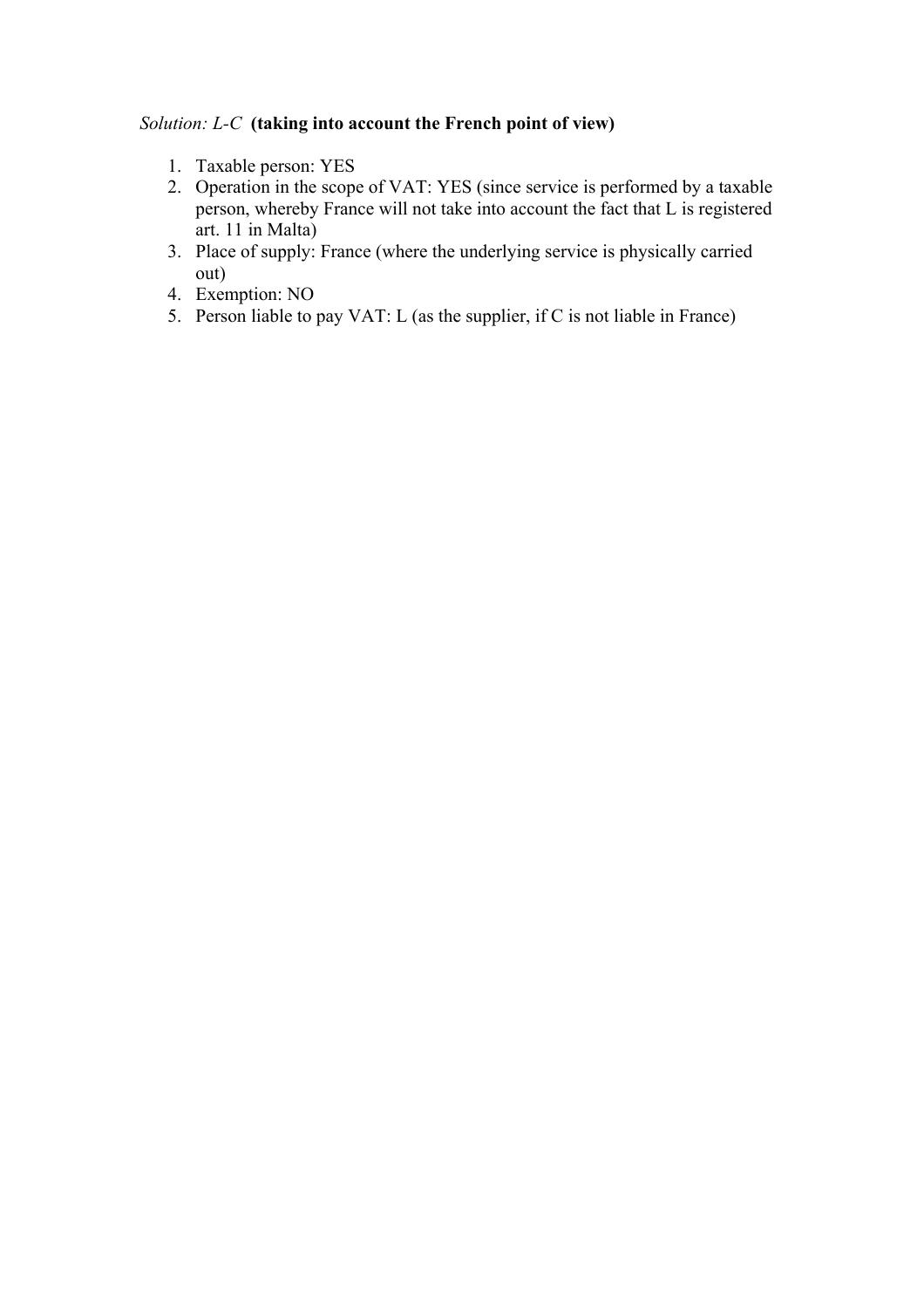*Solution: L-C* **(taking into account the French point of view)**

1. Taxable person: YES
2. Operation in the scope of VAT: YES (since service is performed by a taxable person, whereby France will not take into account the fact that L is registered art. 11 in Malta)
3. Place of supply: France (where the underlying service is physically carried out)
4. Exemption: NO
5. Person liable to pay VAT: L (as the supplier, if C is not liable in France)